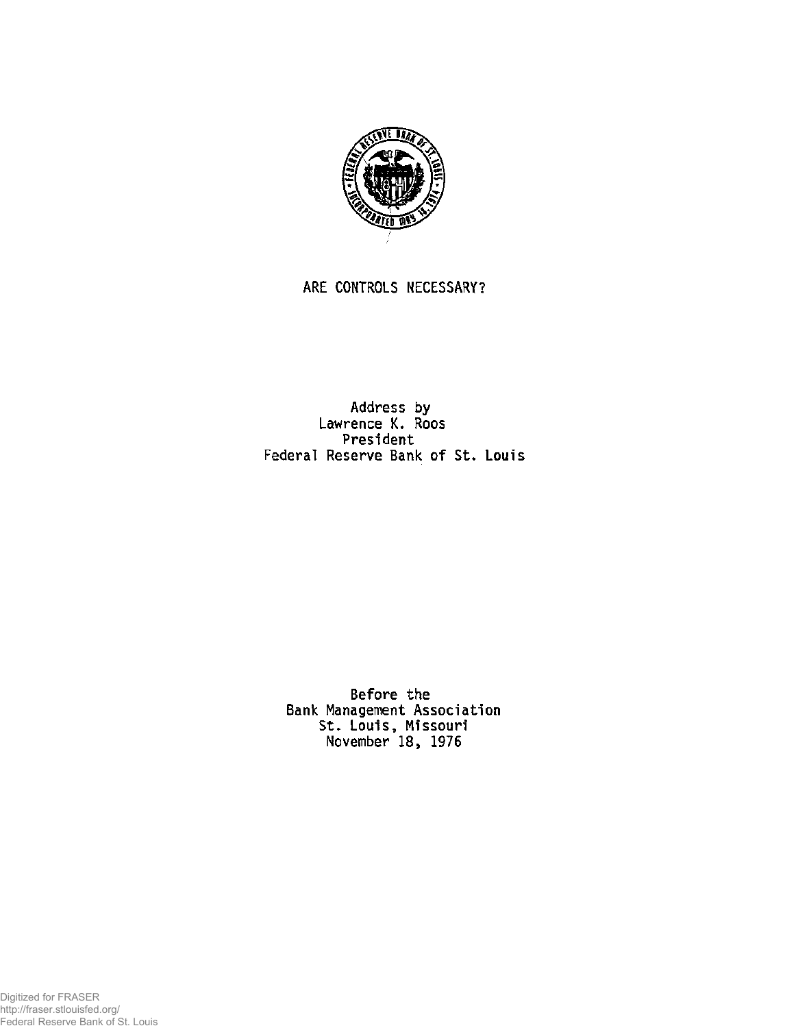# ARE CONTROLS NECESSARY?

Address by
Lawrence K. Roos
President
Federal Reserve Bank of St. Louis

Before the
Bank Management Association
St. Louis, Missouri
November 18, 1976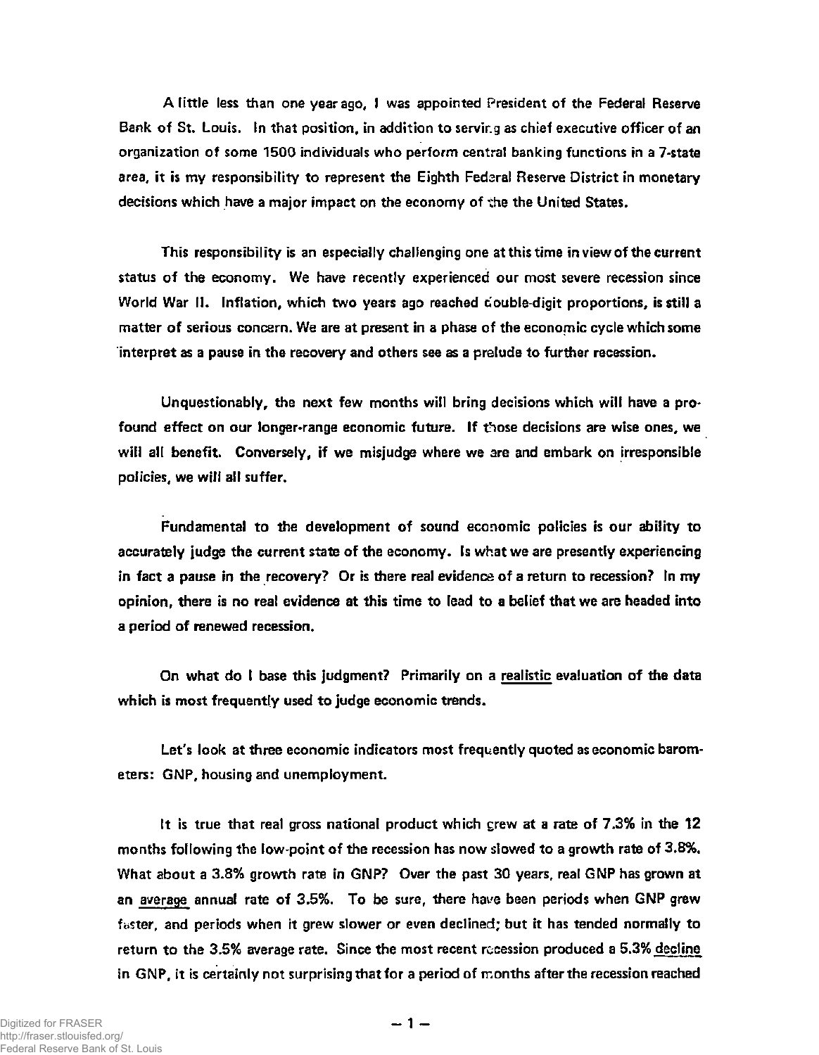A little less than one year ago, I was appointed President of the Federal Reserve Bank of St. Louis. In that position, in addition to serving as chief executive officer of an organization of some 1500 individuals who perform central banking functions in a 7-state area, it is my responsibility to represent the Eighth Federal Reserve District in monetary decisions which have a major impact on the economy of the the United States.

This responsibility is an especially challenging one at this time in view of the current status of the economy. We have recently experienced our most severe recession since World War II. Inflation, which two years ago reached double-digit proportions, is still a matter of serious concern. We are at present in a phase of the economic cycle which some interpret as a pause in the recovery and others see as a prelude to further recession.

Unquestionably, the next few months will bring decisions which will have a profound effect on our longer-range economic future. If those decisions are wise ones, we will all benefit. Conversely, if we misjudge where we are and embark on irresponsible policies, we will all suffer.

Fundamental to the development of sound economic policies is our ability to accurately judge the current state of the economy. Is what we are presently experiencing in fact a pause in the recovery? Or is there real evidence of a return to recession? In my opinion, there is no real evidence at this time to lead to a belief that we are headed into a period of renewed recession.

On what do I base this judgment? Primarily on a realistic evaluation of the data which is most frequently used to judge economic trends.

Let's look at three economic indicators most frequently quoted as economic barometers: GNP, housing and unemployment.

It is true that real gross national product which grew at a rate of 7.3% in the 12 months following the low-point of the recession has now slowed to a growth rate of 3.8%. What about a 3.8% growth rate in GNP? Over the past 30 years, real GNP has grown at an average annual rate of 3.5%. To be sure, there have been periods when GNP grew faster, and periods when it grew slower or even declined; but it has tended normally to return to the 3.5% average rate. Since the most recent recession produced a 5.3% decline in GNP, it is certainly not surprising that for a period of months after the recession reached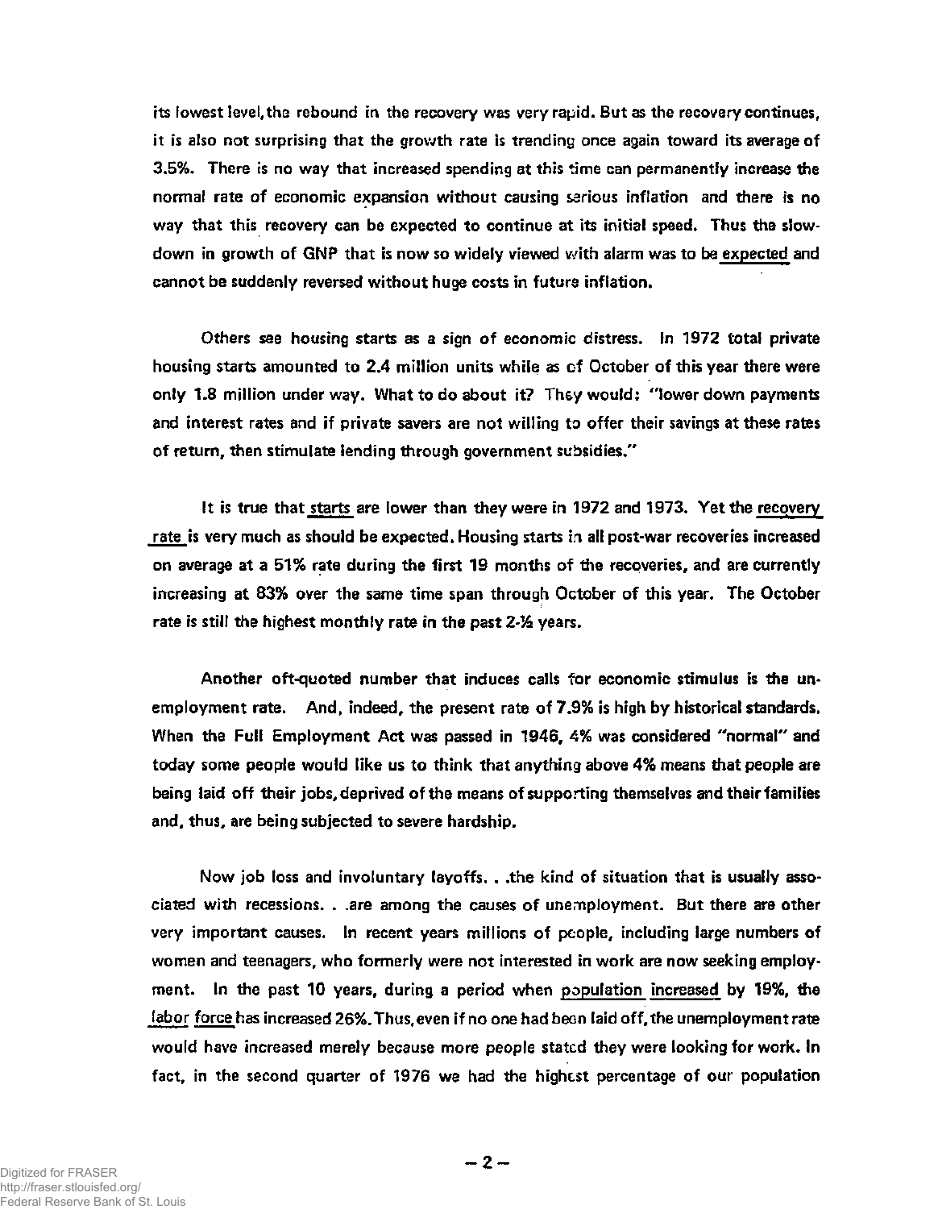its lowest level, the rebound in the recovery was very rapid. But as the recovery continues, it is also not surprising that the growth rate is trending once again toward its average of 3.5%. There is no way that increased spending at this time can permanently increase the normal rate of economic expansion without causing serious inflation and there is no way that this recovery can be expected to continue at its initial speed. Thus the slowdown in growth of GNP that is now so widely viewed with alarm was to be expected and cannot be suddenly reversed without huge costs in future inflation.

Others see housing starts as a sign of economic distress. In 1972 total private housing starts amounted to 2.4 million units while as of October of this year there were only 1.8 million under way. What to do about it? They would: "lower down payments and interest rates and if private savers are not willing to offer their savings at these rates of return, then stimulate lending through government subsidies."

It is true that starts are lower than they were in 1972 and 1973. Yet the recovery rate is very much as should be expected. Housing starts in all post-war recoveries increased on average at a 51% rate during the first 19 months of the recoveries, and are currently increasing at 83% over the same time span through October of this year. The October rate is still the highest monthly rate in the past 2-½ years.

Another oft-quoted number that induces calls for economic stimulus is the unemployment rate. And, indeed, the present rate of 7.9% is high by historical standards. When the Full Employment Act was passed in 1946, 4% was considered "normal" and today some people would like us to think that anything above 4% means that people are being laid off their jobs, deprived of the means of supporting themselves and their families and, thus, are being subjected to severe hardship.

Now job loss and involuntary layoffs. . .the kind of situation that is usually associated with recessions. . .are among the causes of unemployment. But there are other very important causes. In recent years millions of people, including large numbers of women and teenagers, who formerly were not interested in work are now seeking employment. In the past 10 years, during a period when population increased by 19%, the labor force has increased 26%. Thus, even if no one had been laid off, the unemployment rate would have increased merely because more people stated they were looking for work. In fact, in the second quarter of 1976 we had the highest percentage of our population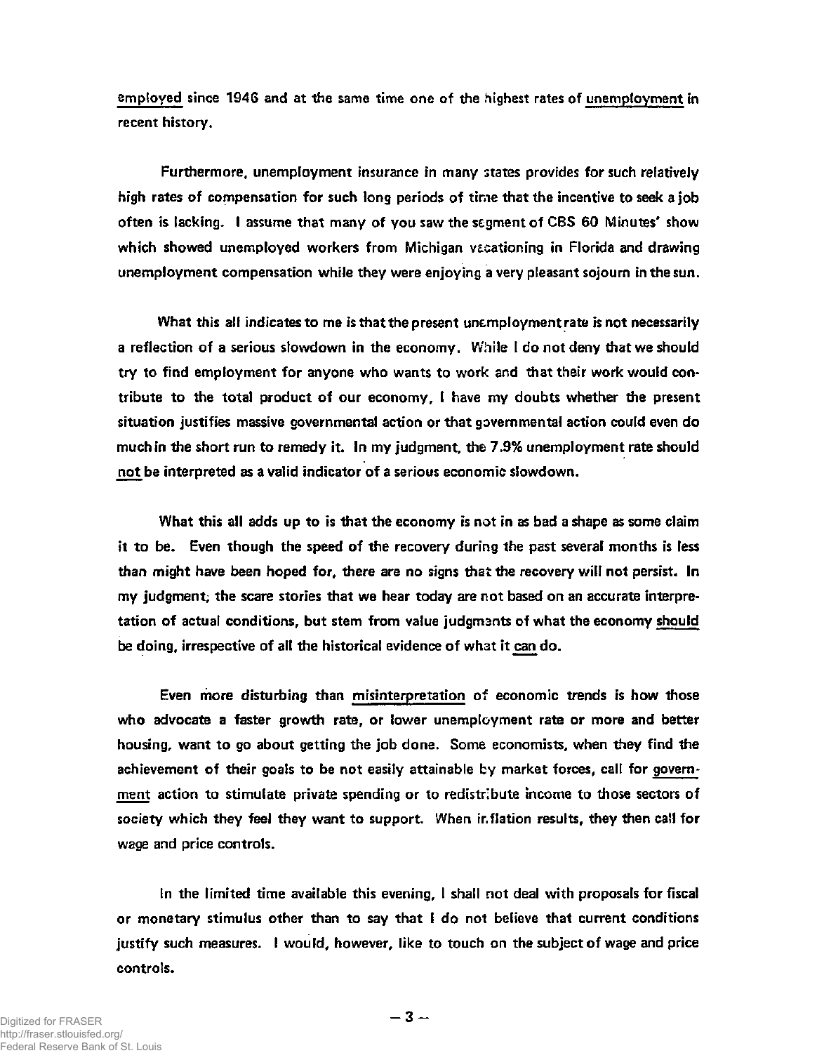employed since 1946 and at the same time one of the highest rates of unemployment in recent history.

Furthermore, unemployment insurance in many states provides for such relatively high rates of compensation for such long periods of time that the incentive to seek a job often is lacking. I assume that many of you saw the segment of CBS 60 Minutes' show which showed unemployed workers from Michigan vacationing in Florida and drawing unemployment compensation while they were enjoying a very pleasant sojourn in the sun.

What this all indicates to me is that the present unemployment rate is not necessarily a reflection of a serious slowdown in the economy. While I do not deny that we should try to find employment for anyone who wants to work and that their work would contribute to the total product of our economy, I have my doubts whether the present situation justifies massive governmental action or that governmental action could even do much in the short run to remedy it. In my judgment, the 7.9% unemployment rate should not be interpreted as a valid indicator of a serious economic slowdown.

What this all adds up to is that the economy is not in as bad a shape as some claim it to be. Even though the speed of the recovery during the past several months is less than might have been hoped for, there are no signs that the recovery will not persist. In my judgment, the scare stories that we hear today are not based on an accurate interpretation of actual conditions, but stem from value judgments of what the economy should be doing, irrespective of all the historical evidence of what it can do.

Even more disturbing than misinterpretation of economic trends is how those who advocate a faster growth rate, or lower unemployment rate or more and better housing, want to go about getting the job done. Some economists, when they find the achievement of their goals to be not easily attainable by market forces, call for government action to stimulate private spending or to redistribute income to those sectors of society which they feel they want to support. When inflation results, they then call for wage and price controls.

In the limited time available this evening, I shall not deal with proposals for fiscal or monetary stimulus other than to say that I do not believe that current conditions justify such measures. I would, however, like to touch on the subject of wage and price controls.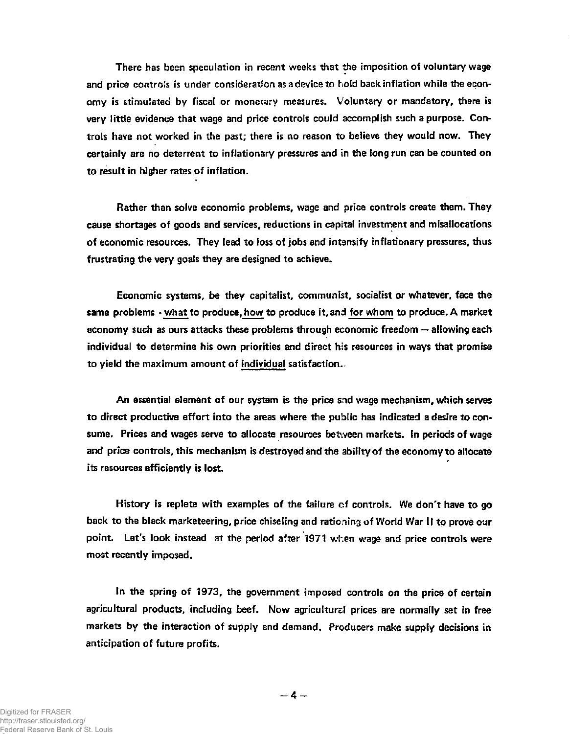There has been speculation in recent weeks that the imposition of voluntary wage and price controls is under consideration as a device to hold back inflation while the economy is stimulated by fiscal or monetary measures. Voluntary or mandatory, there is very little evidence that wage and price controls could accomplish such a purpose. Controls have not worked in the past; there is no reason to believe they would now. They certainly are no deterrent to inflationary pressures and in the long run can be counted on to result in higher rates of inflation.

Rather than solve economic problems, wage and price controls create them. They cause shortages of goods and services, reductions in capital investment and misallocations of economic resources. They lead to loss of jobs and intensify inflationary pressures, thus frustrating the very goals they are designed to achieve.

Economic systems, be they capitalist, communist, socialist or whatever, face the same problems - what to produce, how to produce it, and for whom to produce. A market economy such as ours attacks these problems through economic freedom — allowing each individual to determine his own priorities and direct his resources in ways that promise to yield the maximum amount of individual satisfaction.

An essential element of our system is the price and wage mechanism, which serves to direct productive effort into the areas where the public has indicated a desire to consume. Prices and wages serve to allocate resources between markets. In periods of wage and price controls, this mechanism is destroyed and the ability of the economy to allocate its resources efficiently is lost.

History is replete with examples of the failure of controls. We don't have to go back to the black marketeering, price chiseling and rationing of World War II to prove our point. Let's look instead at the period after 1971 when wage and price controls were most recently imposed.

In the spring of 1973, the government imposed controls on the price of certain agricultural products, including beef. Now agricultural prices are normally set in free markets by the interaction of supply and demand. Producers make supply decisions in anticipation of future profits.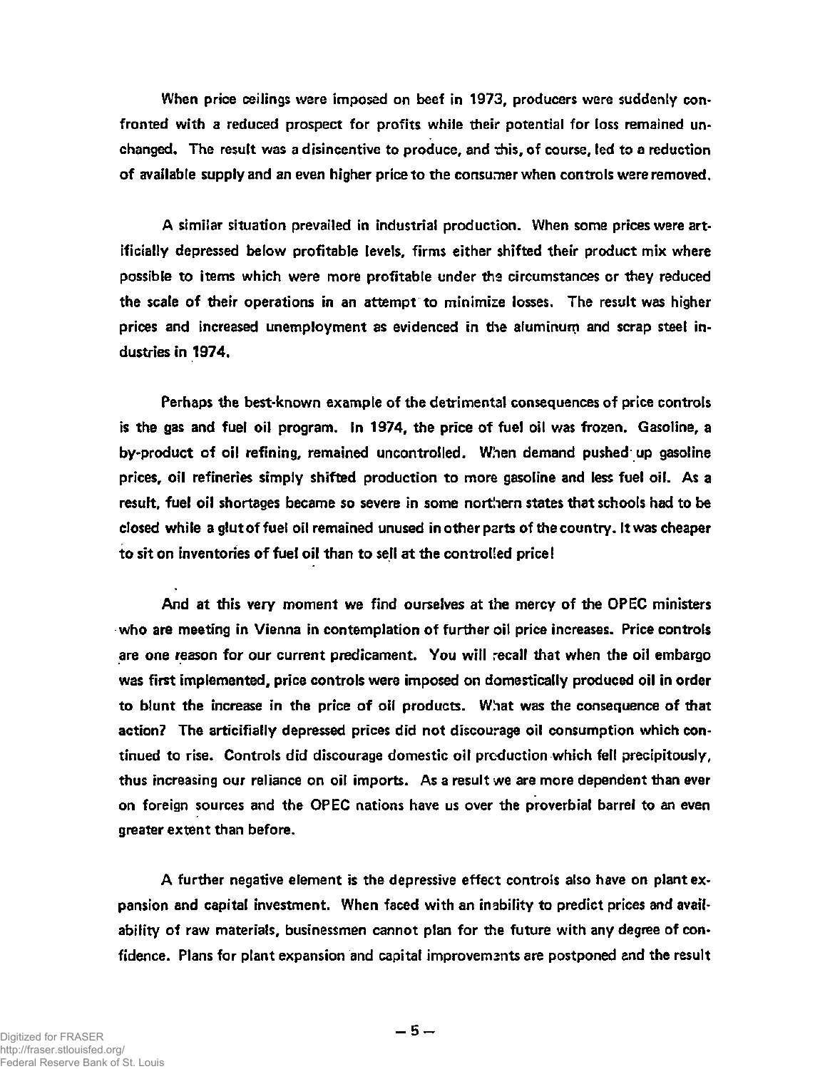When price ceilings were imposed on beef in 1973, producers were suddenly confronted with a reduced prospect for profits while their potential for loss remained unchanged. The result was a disincentive to produce, and this, of course, led to a reduction of available supply and an even higher price to the consumer when controls were removed.

A similar situation prevailed in industrial production. When some prices were artificially depressed below profitable levels, firms either shifted their product mix where possible to items which were more profitable under the circumstances or they reduced the scale of their operations in an attempt to minimize losses. The result was higher prices and increased unemployment as evidenced in the aluminum and scrap steel industries in 1974.

Perhaps the best-known example of the detrimental consequences of price controls is the gas and fuel oil program. In 1974, the price of fuel oil was frozen. Gasoline, a by-product of oil refining, remained uncontrolled. When demand pushed up gasoline prices, oil refineries simply shifted production to more gasoline and less fuel oil. As a result, fuel oil shortages became so severe in some northern states that schools had to be closed while a glut of fuel oil remained unused in other parts of the country. It was cheaper to sit on inventories of fuel oil than to sell at the controlled price!

And at this very moment we find ourselves at the mercy of the OPEC ministers who are meeting in Vienna in contemplation of further oil price increases. Price controls are one reason for our current predicament. You will recall that when the oil embargo was first implemented, price controls were imposed on domestically produced oil in order to blunt the increase in the price of oil products. What was the consequence of that action? The artificially depressed prices did not discourage oil consumption which continued to rise. Controls did discourage domestic oil production which fell precipitously, thus increasing our reliance on oil imports. As a result we are more dependent than ever on foreign sources and the OPEC nations have us over the proverbial barrel to an even greater extent than before.

A further negative element is the depressive effect controls also have on plant expansion and capital investment. When faced with an inability to predict prices and availability of raw materials, businessmen cannot plan for the future with any degree of confidence. Plans for plant expansion and capital improvements are postponed and the result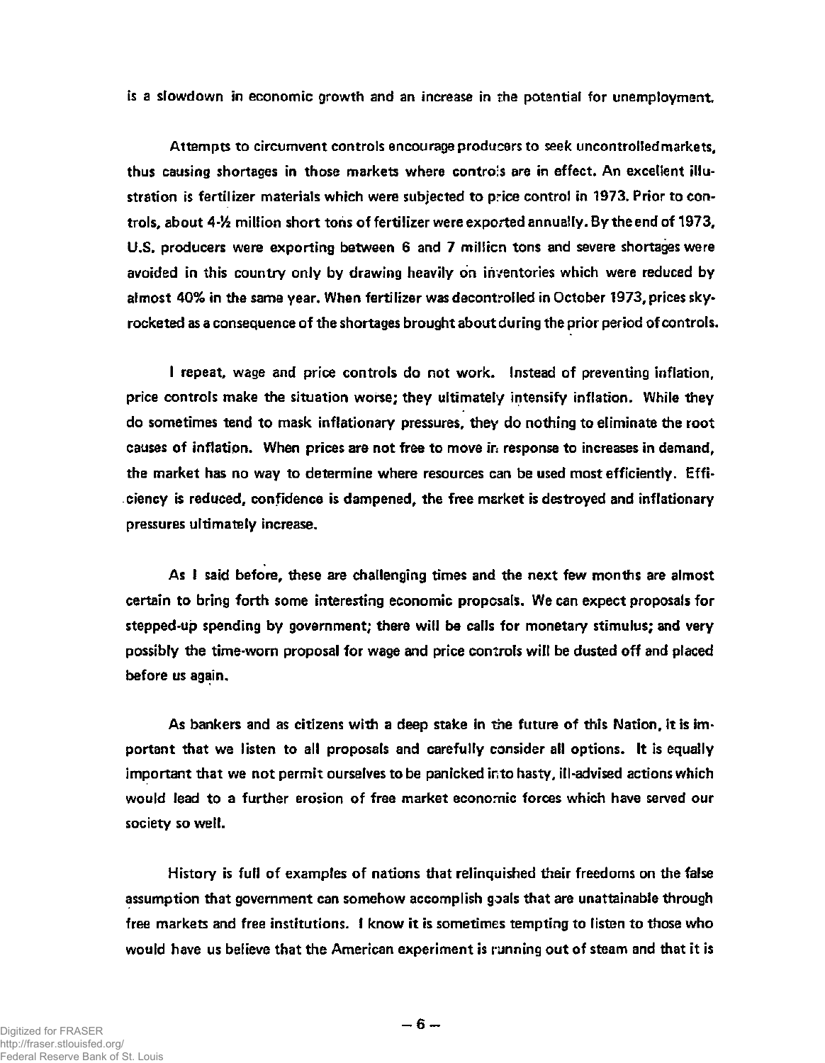is a slowdown in economic growth and an increase in the potential for unemployment.

Attempts to circumvent controls encourage producers to seek uncontrolled markets, thus causing shortages in those markets where controls are in effect. An excellent illustration is fertilizer materials which were subjected to price control in 1973. Prior to controls, about 4-½ million short tons of fertilizer were exported annually. By the end of 1973, U.S. producers were exporting between 6 and 7 million tons and severe shortages were avoided in this country only by drawing heavily on inventories which were reduced by almost 40% in the same year. When fertilizer was decontrolled in October 1973, prices skyrocketed as a consequence of the shortages brought about during the prior period of controls.

I repeat, wage and price controls do not work. Instead of preventing inflation, price controls make the situation worse; they ultimately intensify inflation. While they do sometimes tend to mask inflationary pressures, they do nothing to eliminate the root causes of inflation. When prices are not free to move in response to increases in demand, the market has no way to determine where resources can be used most efficiently. Efficiency is reduced, confidence is dampened, the free market is destroyed and inflationary pressures ultimately increase.

As I said before, these are challenging times and the next few months are almost certain to bring forth some interesting economic proposals. We can expect proposals for stepped-up spending by government; there will be calls for monetary stimulus; and very possibly the time-worn proposal for wage and price controls will be dusted off and placed before us again.

As bankers and as citizens with a deep stake in the future of this Nation, it is important that we listen to all proposals and carefully consider all options. It is equally important that we not permit ourselves to be panicked into hasty, ill-advised actions which would lead to a further erosion of free market economic forces which have served our society so well.

History is full of examples of nations that relinquished their freedoms on the false assumption that government can somehow accomplish goals that are unattainable through free markets and free institutions. I know it is sometimes tempting to listen to those who would have us believe that the American experiment is running out of steam and that it is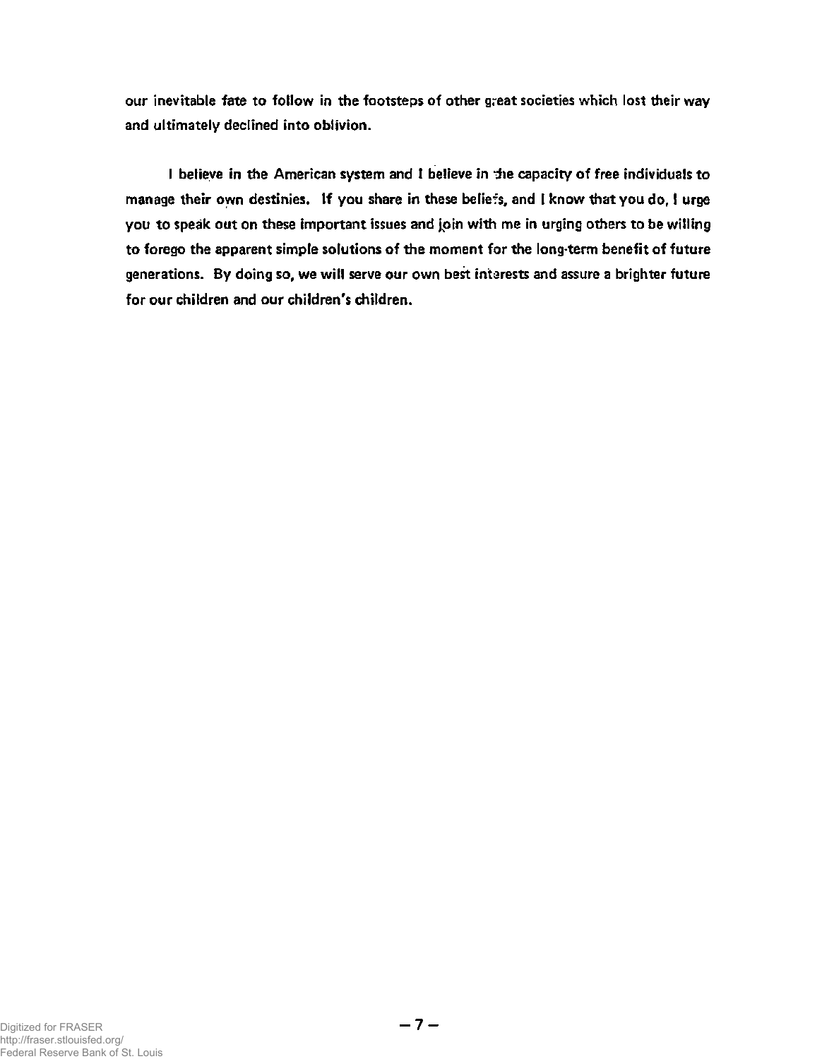our inevitable fate to follow in the footsteps of other great societies which lost their way and ultimately declined into oblivion.

I believe in the American system and I believe in the capacity of free individuals to manage their own destinies. If you share in these beliefs, and I know that you do, I urge you to speak out on these important issues and join with me in urging others to be willing to forego the apparent simple solutions of the moment for the long-term benefit of future generations. By doing so, we will serve our own best interests and assure a brighter future for our children and our children's children.